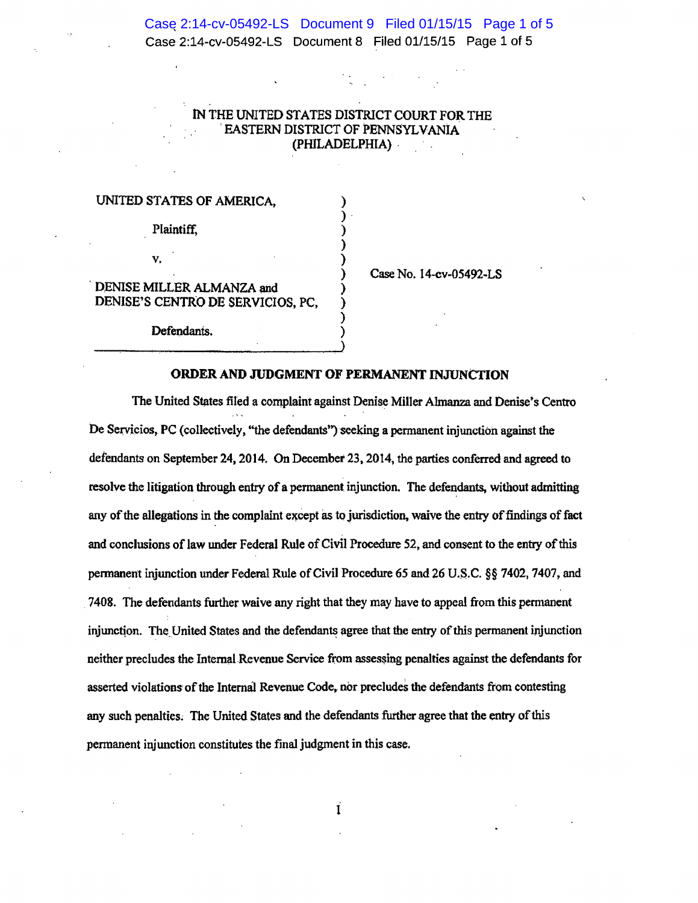IN THE UNITED STATES DISTRICT COURT FOR THE EASTERN DISTRICT OF PENNSYLVANIA (PHILADELPHIA)

UNITED STATES OF AMERICA,

Plaintiff,

v.

DENISE MILLER ALMANZA and DENISE'S CENTRO DE SERVICIOS, PC,

Defendants.

Case No. 14-cv-05492-LS

## ORDER AND JUDGMENT OF PERMANENT INJUNCTION

The United States filed a complaint against Denise Miller Almanza and Denise's Centro De Servicios, PC (collectively, "the defendants") seeking a permanent injunction against the defendants on September 24, 2014. On December 23, 2014, the parties conferred and agreed to resolve the litigation through entry of a permanent injunction. The defendants, without admitting any of the allegations in the complaint except as to jurisdiction, waive the entry of findings of fact and conclusions of law under Federal Rule of Civil Procedure 52, and consent to the entry of this permanent injunction under Federal Rule of Civil Procedure 65 and 26 U.S.C. §§ 7402, 7407, and 7408. The defendants further waive any right that they may have to appeal from this permanent injunction. The United States and the defendants agree that the entry of this permanent injunction neither precludes the Internal Revenue Service from assessing penalties against the defendants for asserted violations of the Internal Revenue Code, nor precludes the defendants from contesting any such penalties. The United States and the defendants further agree that the entry of this permanent injunction constitutes the final judgment in this case.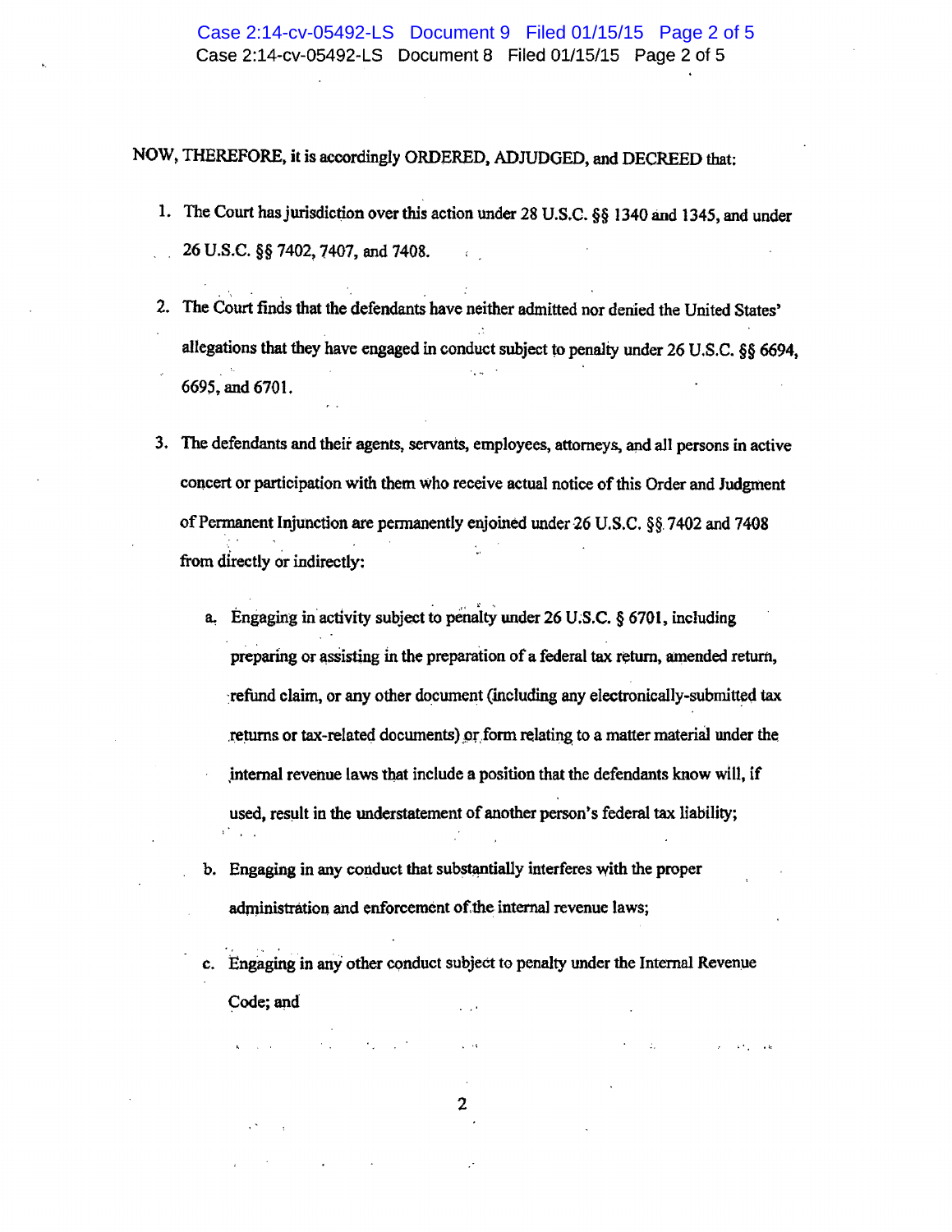NOW, THEREFORE, it is accordingly ORDERED, ADJUDGED, and DECREED that:

1. The Court has jurisdiction over this action under 28 U.S.C. §§ 1340 and 1345, and under 26 U.S.C. §§ 7402, 7407, and 7408.

2. The Court finds that the defendants have neither admitted nor denied the United States' allegations that they have engaged in conduct subject to penalty under 26 U.S.C. §§ 6694, 6695, and 6701.

3. The defendants and their agents, servants, employees, attorneys, and all persons in active concert or participation with them who receive actual notice of this Order and Judgment of Permanent Injunction are permanently enjoined under 26 U.S.C. §§ 7402 and 7408 from directly or indirectly:

   a. Engaging in activity subject to penalty under 26 U.S.C. § 6701, including preparing or assisting in the preparation of a federal tax return, amended return, refund claim, or any other document (including any electronically-submitted tax returns or tax-related documents) or form relating to a matter material under the internal revenue laws that include a position that the defendants know will, if used, result in the understatement of another person's federal tax liability;

   b. Engaging in any conduct that substantially interferes with the proper administration and enforcement of the internal revenue laws;

   c. Engaging in any other conduct subject to penalty under the Internal Revenue Code; and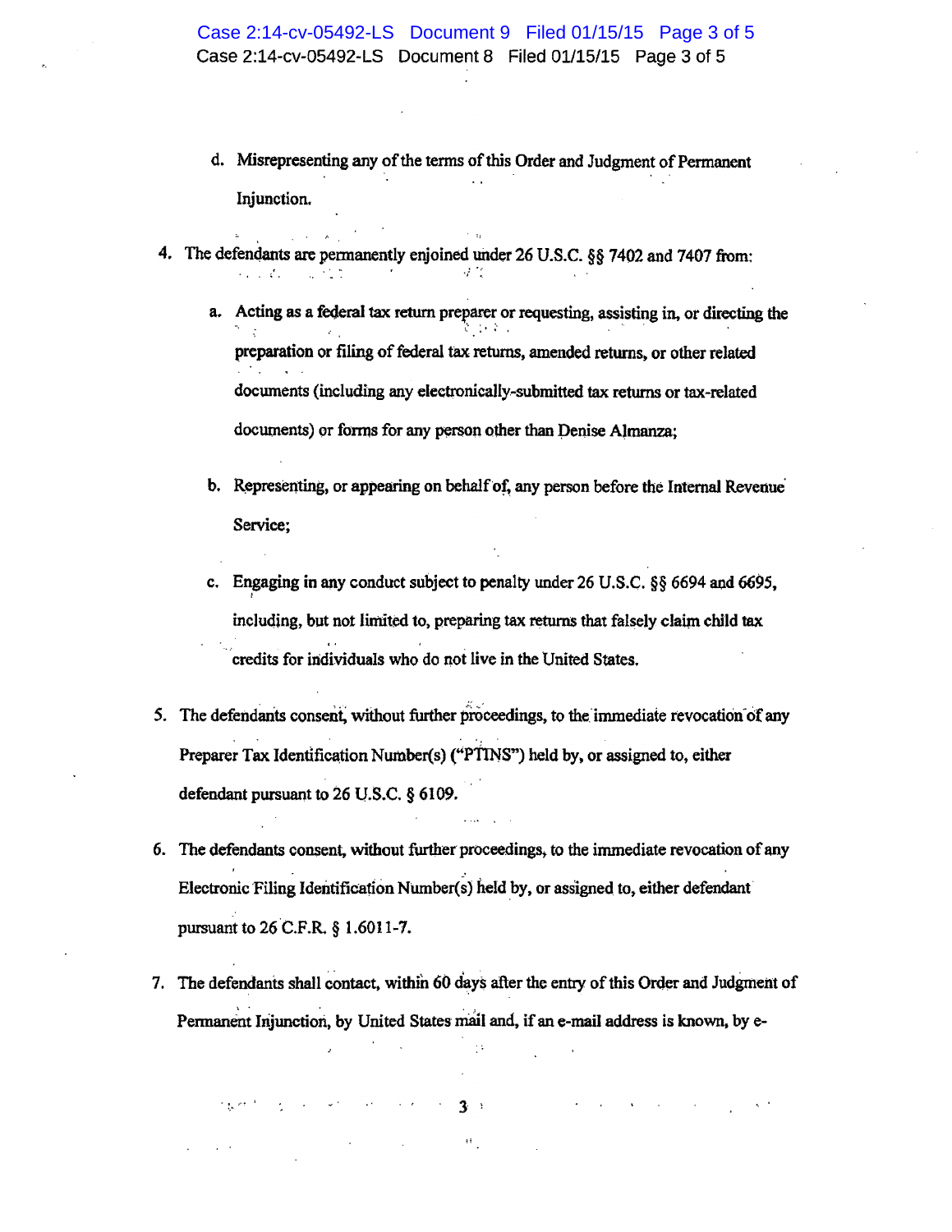d. Misrepresenting any of the terms of this Order and Judgment of Permanent Injunction.

4. The defendants are permanently enjoined under 26 U.S.C. §§ 7402 and 7407 from:

   a. Acting as a federal tax return preparer or requesting, assisting in, or directing the preparation or filing of federal tax returns, amended returns, or other related documents (including any electronically-submitted tax returns or tax-related documents) or forms for any person other than Denise Almanza;

   b. Representing, or appearing on behalf of, any person before the Internal Revenue Service;

   c. Engaging in any conduct subject to penalty under 26 U.S.C. §§ 6694 and 6695, including, but not limited to, preparing tax returns that falsely claim child tax credits for individuals who do not live in the United States.

5. The defendants consent, without further proceedings, to the immediate revocation of any Preparer Tax Identification Number(s) ("PTINS") held by, or assigned to, either defendant pursuant to 26 U.S.C. § 6109.

6. The defendants consent, without further proceedings, to the immediate revocation of any Electronic Filing Identification Number(s) held by, or assigned to, either defendant pursuant to 26 C.F.R. § 1.6011-7.

7. The defendants shall contact, within 60 days after the entry of this Order and Judgment of Permanent Injunction, by United States mail and, if an e-mail address is known, by e-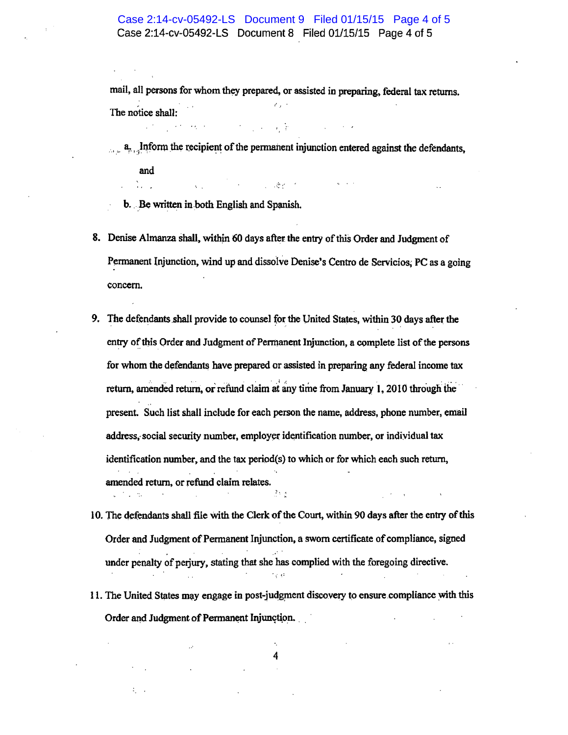mail, all persons for whom they prepared, or assisted in preparing, federal tax returns. The notice shall:

a. Inform the recipient of the permanent injunction entered against the defendants, and

b. Be written in both English and Spanish.

8. Denise Almanza shall, within 60 days after the entry of this Order and Judgment of Permanent Injunction, wind up and dissolve Denise's Centro de Servicios, PC as a going concern.

9. The defendants shall provide to counsel for the United States, within 30 days after the entry of this Order and Judgment of Permanent Injunction, a complete list of the persons for whom the defendants have prepared or assisted in preparing any federal income tax return, amended return, or refund claim at any time from January 1, 2010 through the present. Such list shall include for each person the name, address, phone number, email address, social security number, employer identification number, or individual tax identification number, and the tax period(s) to which or for which each such return, amended return, or refund claim relates.

10. The defendants shall file with the Clerk of the Court, within 90 days after the entry of this Order and Judgment of Permanent Injunction, a sworn certificate of compliance, signed under penalty of perjury, stating that she has complied with the foregoing directive.

11. The United States may engage in post-judgment discovery to ensure compliance with this Order and Judgment of Permanent Injunction.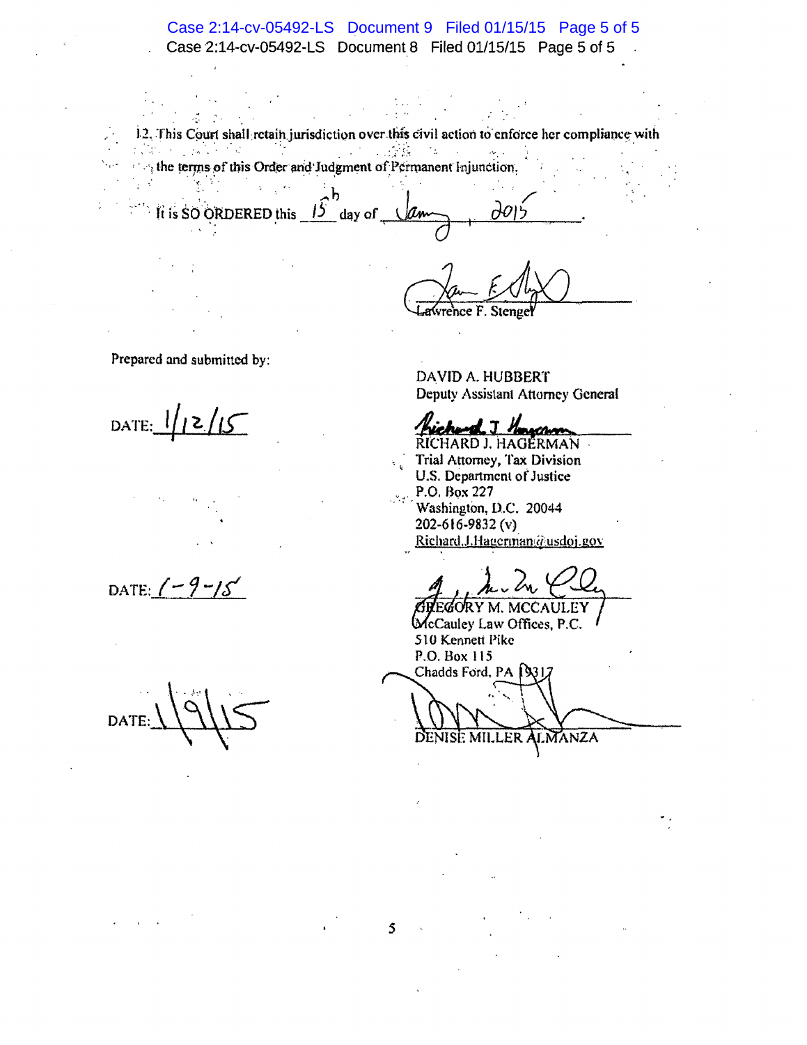12. This Court shall retain jurisdiction over this civil action to enforce her compliance with the terms of this Order and Judgment of Permanent Injunction.

It is SO ORDERED this 15th day of January, 2015.

Lawrence F. Stengel

Prepared and submitted by:

DAVID A. HUBBERT
Deputy Assistant Attorney General

DATE: 1/12/15

RICHARD J. HAGERMAN
Trial Attorney, Tax Division
U.S. Department of Justice
P.O. Box 227
Washington, D.C. 20044
202-616-9832 (v)
Richard.J.Hagerman@usdoj.gov

DATE: 1-9-15

GREGORY M. MCCAULEY
McCauley Law Offices, P.C.
510 Kennett Pike
P.O. Box 115
Chadds Ford, PA 19317

DATE: 1/9/15

DENISE MILLER ALMANZA